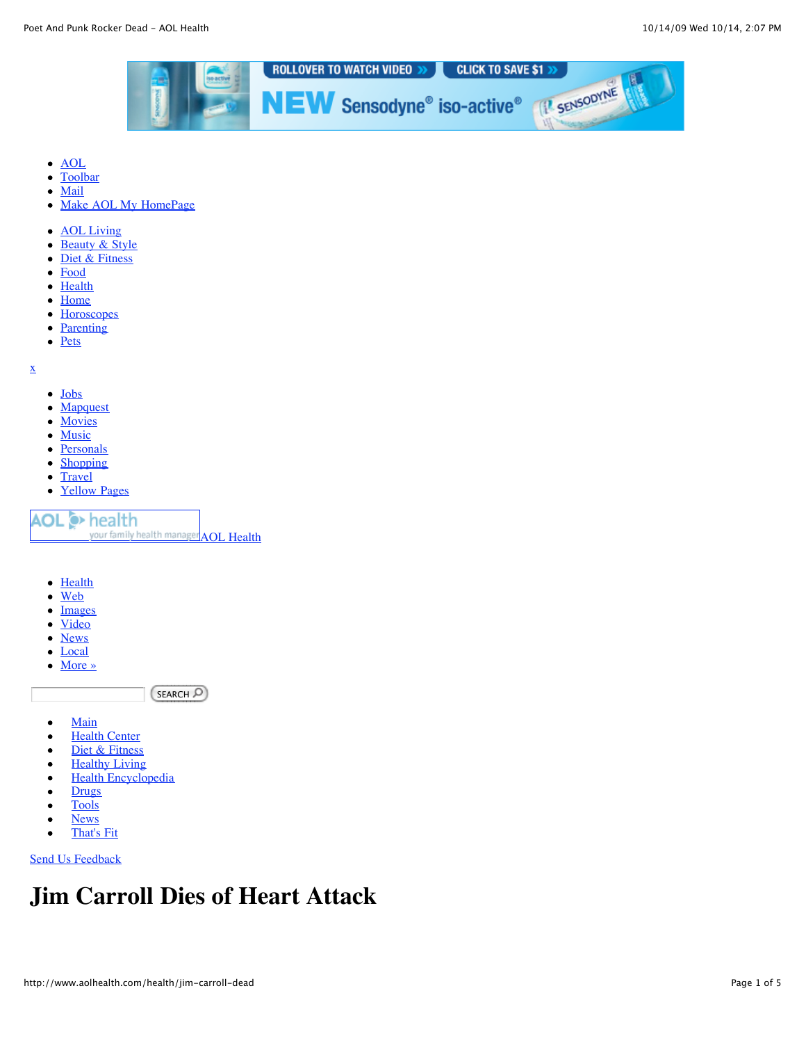- AOL
- Toolbar
- Mail
- Make AOL My HomePage

- AOL Living
- Beauty & Style
- Diet & Fitness
- Food
- Health
- Home
- Horoscopes
- Parenting
- Pets

x

- Jobs
- Mapquest
- Movies
- Music
- Personals
- Shopping
- Travel
- Yellow Pages

AOL health your family health manager AOL Health

- Health
- Web
- Images
- Video
- News
- Local
- More »

SEARCH

- Main
- Health Center
- Diet & Fitness
- Healthy Living
- Health Encyclopedia
- Drugs
- Tools
- News
- That's Fit

Send Us Feedback

# Jim Carroll Dies of Heart Attack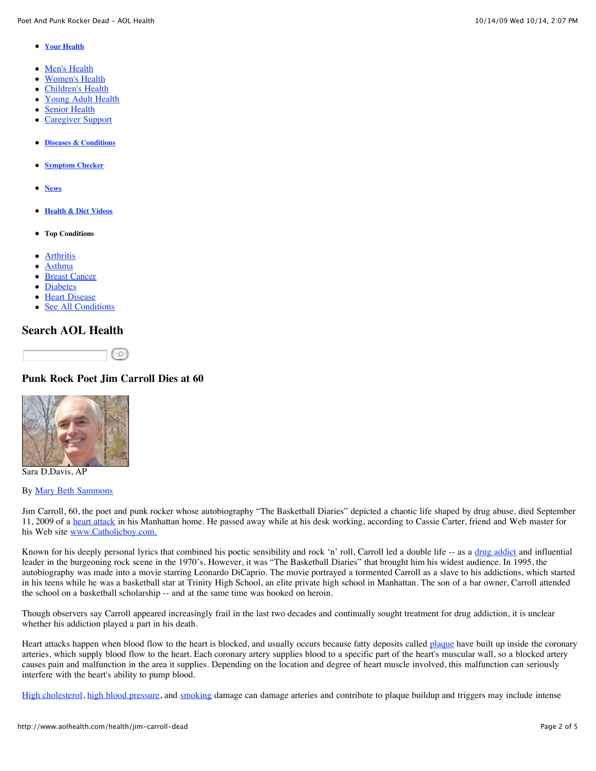- **Your Health**

- Men's Health
- Women's Health
- Children's Health
- Young Adult Health
- Senior Health
- Caregiver Support

- **Diseases & Conditions**

- **Symptom Checker**

- **News**

- **Health & Diet Videos**

- **Top Conditions**

- Arthritis
- Asthma
- Breast Cancer
- Diabetes
- Heart Disease
- See All Conditions

## Search AOL Health

### Punk Rock Poet Jim Carroll Dies at 60

Sara D.Davis, AP

By Mary Beth Sammons

Jim Carroll, 60, the poet and punk rocker whose autobiography "The Basketball Diaries" depicted a chaotic life shaped by drug abuse, died September 11, 2009 of a heart attack in his Manhattan home. He passed away while at his desk working, according to Cassie Carter, friend and Web master for his Web site www.Catholicboy.com.

Known for his deeply personal lyrics that combined his poetic sensibility and rock 'n' roll, Carroll led a double life -- as a drug addict and influential leader in the burgeoning rock scene in the 1970's. However, it was "The Basketball Diaries" that brought him his widest audience. In 1995, the autobiography was made into a movie starring Leonardo DiCaprio. The movie portrayed a tormented Carroll as a slave to his addictions, which started in his teens while he was a basketball star at Trinity High School, an elite private high school in Manhattan. The son of a bar owner, Carroll attended the school on a basketball scholarship -- and at the same time was hooked on heroin.

Though observers say Carroll appeared increasingly frail in the last two decades and continually sought treatment for drug addiction, it is unclear whether his addiction played a part in his death.

Heart attacks happen when blood flow to the heart is blocked, and usually occurs because fatty deposits called plaque have built up inside the coronary arteries, which supply blood flow to the heart. Each coronary artery supplies blood to a specific part of the heart's muscular wall, so a blocked artery causes pain and malfunction in the area it supplies. Depending on the location and degree of heart muscle involved, this malfunction can seriously interfere with the heart's ability to pump blood.

High cholesterol, high blood pressure, and smoking damage can damage arteries and contribute to plaque buildup and triggers may include intense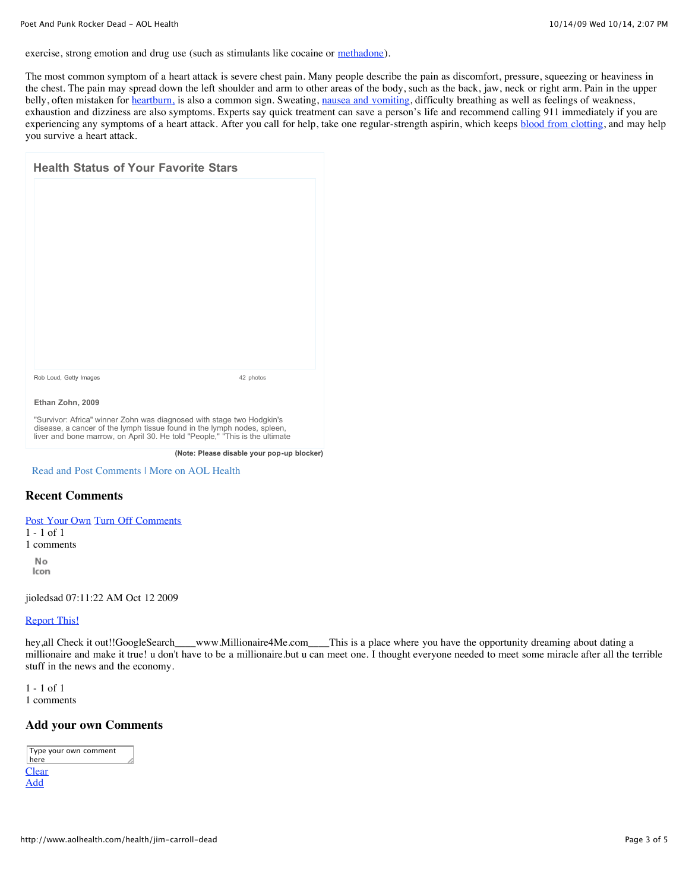exercise, strong emotion and drug use (such as stimulants like cocaine or methadone).

The most common symptom of a heart attack is severe chest pain. Many people describe the pain as discomfort, pressure, squeezing or heaviness in the chest. The pain may spread down the left shoulder and arm to other areas of the body, such as the back, jaw, neck or right arm. Pain in the upper belly, often mistaken for heartburn, is also a common sign. Sweating, nausea and vomiting, difficulty breathing as well as feelings of weakness, exhaustion and dizziness are also symptoms. Experts say quick treatment can save a person's life and recommend calling 911 immediately if you are experiencing any symptoms of a heart attack. After you call for help, take one regular-strength aspirin, which keeps blood from clotting, and may help you survive a heart attack.

### Health Status of Your Favorite Stars

Rob Loud, Getty Images 42 photos

**Ethan Zohn, 2009**

"Survivor: Africa" winner Zohn was diagnosed with stage two Hodgkin's disease, a cancer of the lymph tissue found in the lymph nodes, spleen, liver and bone marrow, on April 30. He told "People," "This is the ultimate

**(Note: Please disable your pop-up blocker)**

Read and Post Comments | More on AOL Health

## Recent Comments

Post Your Own Turn Off Comments

1 - 1 of 1

1 comments

No Icon

jioledsad 07:11:22 AM Oct 12 2009

Report This!

hey,all Check it out!!GoogleSearch____www.Millionaire4Me.com____This is a place where you have the opportunity dreaming about dating a millionaire and make it true! u don't have to be a millionaire.but u can meet one. I thought everyone needed to meet some miracle after all the terrible stuff in the news and the economy.

1 - 1 of 1

1 comments

## Add your own Comments

Type your own comment here

Clear

Add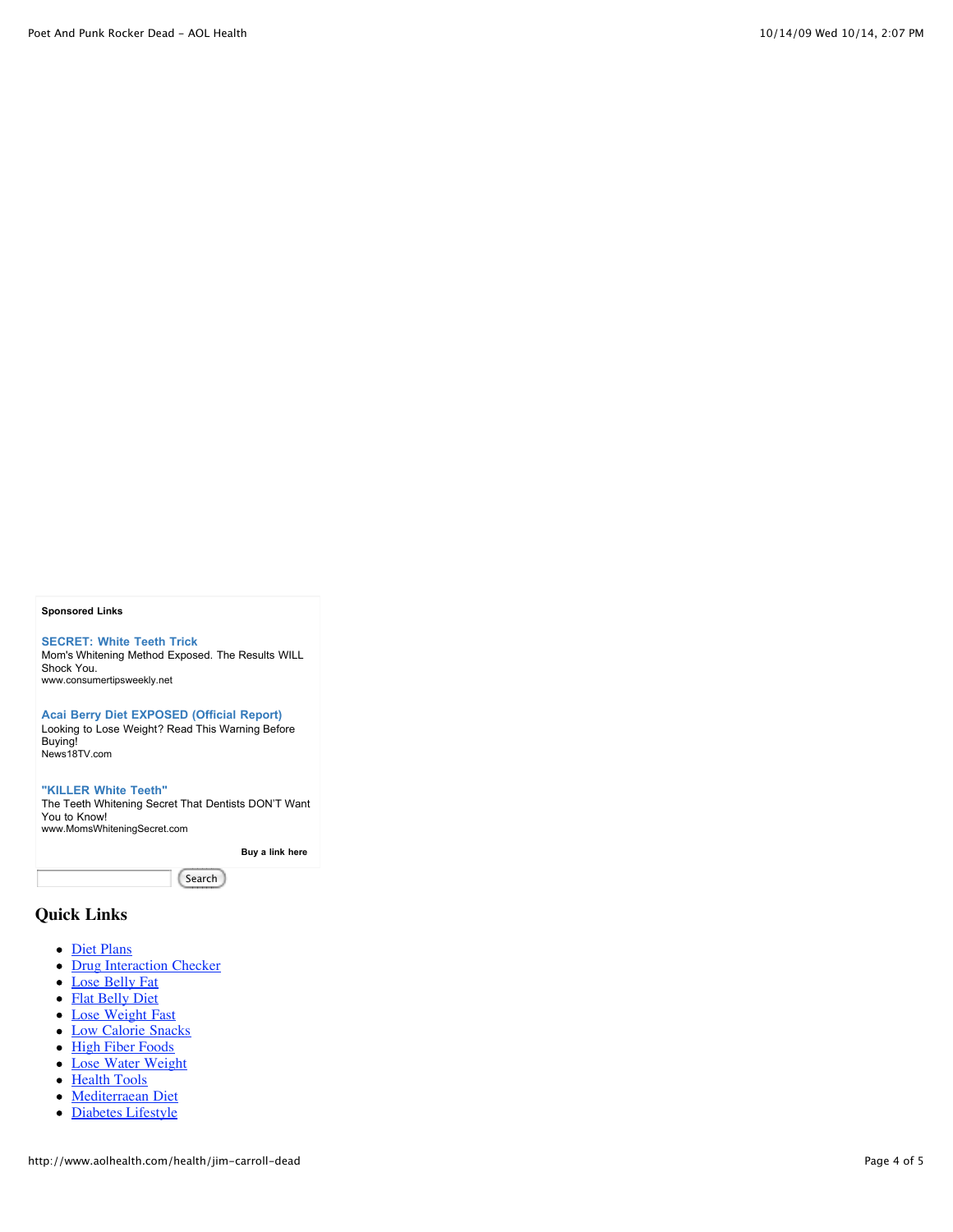**Sponsored Links**

**SECRET: White Teeth Trick**
Mom's Whitening Method Exposed. The Results WILL Shock You.
www.consumertipsweekly.net

**Acai Berry Diet EXPOSED (Official Report)**
Looking to Lose Weight? Read This Warning Before Buying!
News18TV.com

**"KILLER White Teeth"**
The Teeth Whitening Secret That Dentists DON'T Want You to Know!
www.MomsWhiteningSecret.com

**Buy a link here**

Search

## Quick Links

- Diet Plans
- Drug Interaction Checker
- Lose Belly Fat
- Flat Belly Diet
- Lose Weight Fast
- Low Calorie Snacks
- High Fiber Foods
- Lose Water Weight
- Health Tools
- Mediterraean Diet
- Diabetes Lifestyle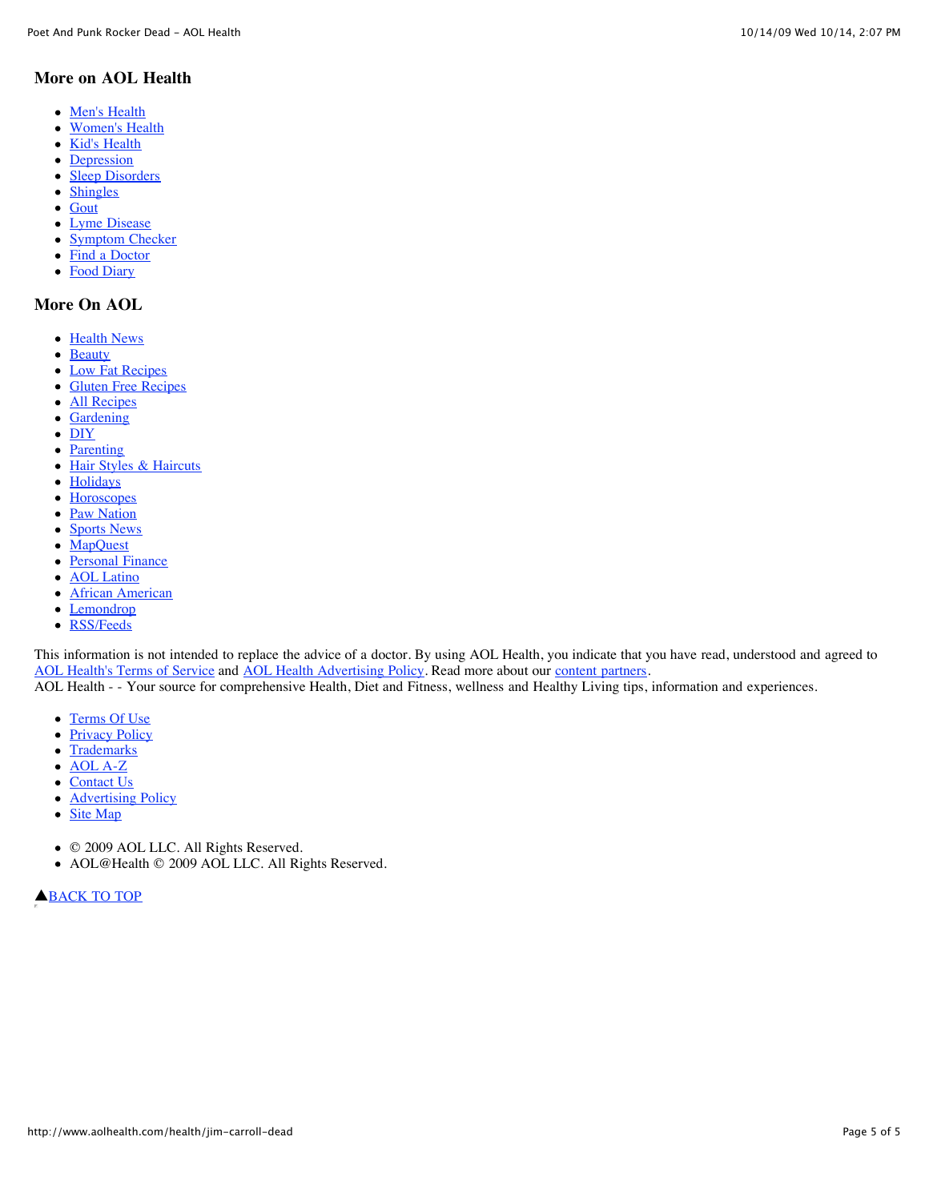### More on AOL Health

- Men's Health
- Women's Health
- Kid's Health
- Depression
- Sleep Disorders
- Shingles
- Gout
- Lyme Disease
- Symptom Checker
- Find a Doctor
- Food Diary

### More On AOL

- Health News
- Beauty
- Low Fat Recipes
- Gluten Free Recipes
- All Recipes
- Gardening
- DIY
- Parenting
- Hair Styles & Haircuts
- Holidays
- Horoscopes
- Paw Nation
- Sports News
- MapQuest
- Personal Finance
- AOL Latino
- African American
- Lemondrop
- RSS/Feeds

This information is not intended to replace the advice of a doctor. By using AOL Health, you indicate that you have read, understood and agreed to AOL Health's Terms of Service and AOL Health Advertising Policy. Read more about our content partners.
AOL Health - - Your source for comprehensive Health, Diet and Fitness, wellness and Healthy Living tips, information and experiences.

- Terms Of Use
- Privacy Policy
- Trademarks
- AOL A-Z
- Contact Us
- Advertising Policy
- Site Map

- © 2009 AOL LLC. All Rights Reserved.
- AOL@Health © 2009 AOL LLC. All Rights Reserved.

▲BACK TO TOP